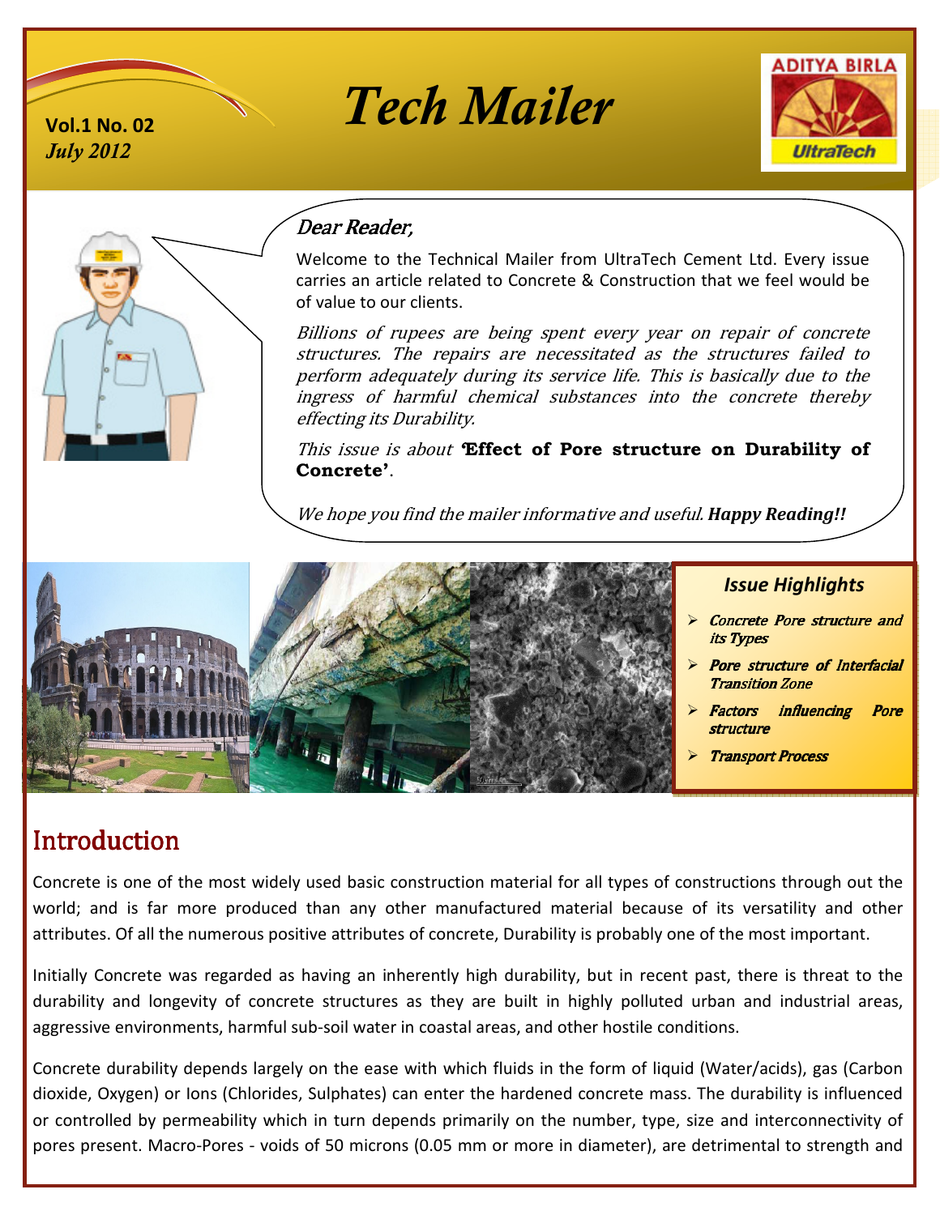Vol.1 No. 02
*July 2012*

# *Tech Mailer*

ADITYA BIRLA
UltraTech

*Dear Reader,*

Welcome to the Technical Mailer from UltraTech Cement Ltd. Every issue carries an article related to Concrete & Construction that we feel would be of value to our clients.

*Billions of rupees are being spent every year on repair of concrete structures. The repairs are necessitated as the structures failed to perform adequately during its service life. This is basically due to the ingress of harmful chemical substances into the concrete thereby effecting its Durability.*

*This issue is about* **'Effect of Pore structure on Durability of Concrete'**.

*We hope you find the mailer informative and useful.* ***Happy Reading!!***

### *Issue Highlights*

- ***Concrete Pore structure and its Types***
- ***Pore structure of Interfacial Transition Zone***
- ***Factors influencing Pore structure***
- ***Transport Process***

## Introduction

Concrete is one of the most widely used basic construction material for all types of constructions through out the world; and is far more produced than any other manufactured material because of its versatility and other attributes. Of all the numerous positive attributes of concrete, Durability is probably one of the most important.

Initially Concrete was regarded as having an inherently high durability, but in recent past, there is threat to the durability and longevity of concrete structures as they are built in highly polluted urban and industrial areas, aggressive environments, harmful sub-soil water in coastal areas, and other hostile conditions.

Concrete durability depends largely on the ease with which fluids in the form of liquid (Water/acids), gas (Carbon dioxide, Oxygen) or Ions (Chlorides, Sulphates) can enter the hardened concrete mass. The durability is influenced or controlled by permeability which in turn depends primarily on the number, type, size and interconnectivity of pores present. Macro-Pores - voids of 50 microns (0.05 mm or more in diameter), are detrimental to strength and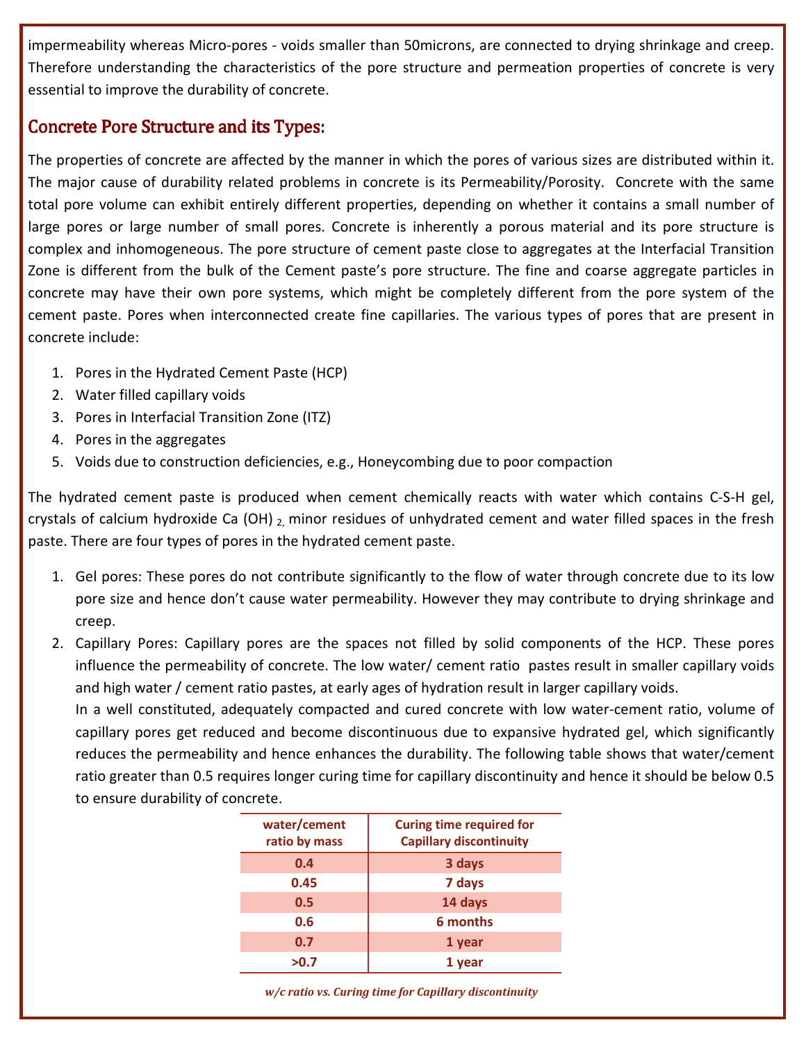impermeability whereas Micro-pores - voids smaller than 50microns, are connected to drying shrinkage and creep. Therefore understanding the characteristics of the pore structure and permeation properties of concrete is very essential to improve the durability of concrete.

## Concrete Pore Structure and its Types:

The properties of concrete are affected by the manner in which the pores of various sizes are distributed within it. The major cause of durability related problems in concrete is its Permeability/Porosity. Concrete with the same total pore volume can exhibit entirely different properties, depending on whether it contains a small number of large pores or large number of small pores. Concrete is inherently a porous material and its pore structure is complex and inhomogeneous. The pore structure of cement paste close to aggregates at the Interfacial Transition Zone is different from the bulk of the Cement paste's pore structure. The fine and coarse aggregate particles in concrete may have their own pore systems, which might be completely different from the pore system of the cement paste. Pores when interconnected create fine capillaries. The various types of pores that are present in concrete include:

1. Pores in the Hydrated Cement Paste (HCP)
2. Water filled capillary voids
3. Pores in Interfacial Transition Zone (ITZ)
4. Pores in the aggregates
5. Voids due to construction deficiencies, e.g., Honeycombing due to poor compaction

The hydrated cement paste is produced when cement chemically reacts with water which contains C-S-H gel, crystals of calcium hydroxide $Ca(OH)_2$, minor residues of unhydrated cement and water filled spaces in the fresh paste. There are four types of pores in the hydrated cement paste.

1. Gel pores: These pores do not contribute significantly to the flow of water through concrete due to its low pore size and hence don't cause water permeability. However they may contribute to drying shrinkage and creep.
2. Capillary Pores: Capillary pores are the spaces not filled by solid components of the HCP. These pores influence the permeability of concrete. The low water/ cement ratio pastes result in smaller capillary voids and high water / cement ratio pastes, at early ages of hydration result in larger capillary voids.

   In a well constituted, adequately compacted and cured concrete with low water-cement ratio, volume of capillary pores get reduced and become discontinuous due to expansive hydrated gel, which significantly reduces the permeability and hence enhances the durability. The following table shows that water/cement ratio greater than 0.5 requires longer curing time for capillary discontinuity and hence it should be below 0.5 to ensure durability of concrete.

| water/cement ratio by mass | Curing time required for Capillary discontinuity |
|---|---|
| 0.4 | 3 days |
| 0.45 | 7 days |
| 0.5 | 14 days |
| 0.6 | 6 months |
| 0.7 | 1 year |
| >0.7 | 1 year |

*w/c ratio vs. Curing time for Capillary discontinuity*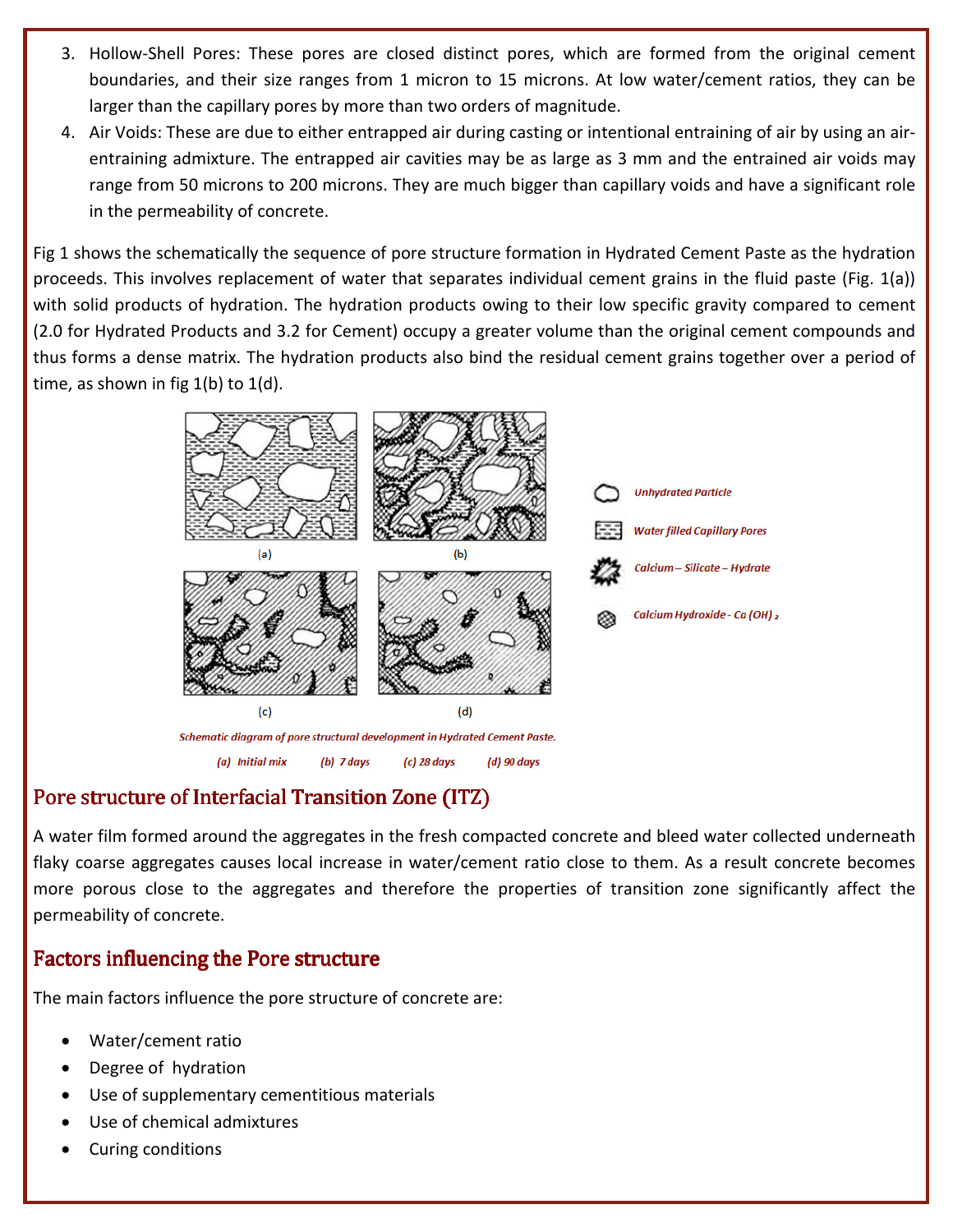3. Hollow-Shell Pores: These pores are closed distinct pores, which are formed from the original cement boundaries, and their size ranges from 1 micron to 15 microns. At low water/cement ratios, they can be larger than the capillary pores by more than two orders of magnitude.
4. Air Voids: These are due to either entrapped air during casting or intentional entraining of air by using an air-entraining admixture. The entrapped air cavities may be as large as 3 mm and the entrained air voids may range from 50 microns to 200 microns. They are much bigger than capillary voids and have a significant role in the permeability of concrete.

Fig 1 shows the schematically the sequence of pore structure formation in Hydrated Cement Paste as the hydration proceeds. This involves replacement of water that separates individual cement grains in the fluid paste (Fig. 1(a)) with solid products of hydration. The hydration products owing to their low specific gravity compared to cement (2.0 for Hydrated Products and 3.2 for Cement) occupy a greater volume than the original cement compounds and thus forms a dense matrix. The hydration products also bind the residual cement grains together over a period of time, as shown in fig 1(b) to 1(d).

(a) (b) (c) (d)

*Unhydrated Particle*

*Water filled Capillary Pores*

*Calcium – Silicate – Hydrate*

*Calcium Hydroxide - Ca (OH)₂*

*Schematic diagram of pore structural development in Hydrated Cement Paste.*

*(a) Initial mix (b) 7 days (c) 28 days (d) 90 days*

## Pore structure of Interfacial Transition Zone (ITZ)

A water film formed around the aggregates in the fresh compacted concrete and bleed water collected underneath flaky coarse aggregates causes local increase in water/cement ratio close to them. As a result concrete becomes more porous close to the aggregates and therefore the properties of transition zone significantly affect the permeability of concrete.

## Factors influencing the Pore structure

The main factors influence the pore structure of concrete are:

- Water/cement ratio
- Degree of hydration
- Use of supplementary cementitious materials
- Use of chemical admixtures
- Curing conditions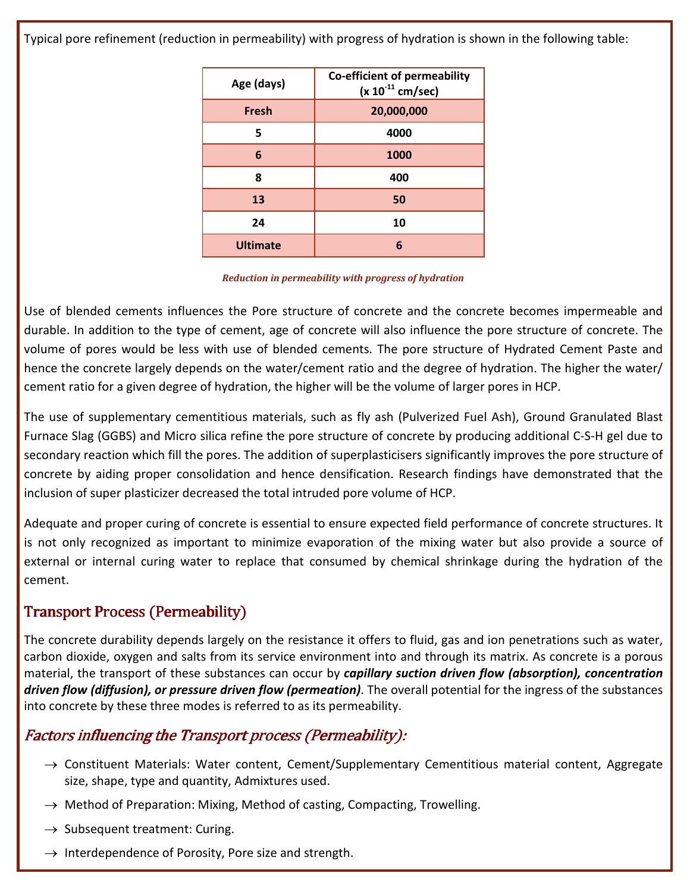Typical pore refinement (reduction in permeability) with progress of hydration is shown in the following table:

| Age (days) | Co-efficient of permeability ($\times 10^{-11}$ cm/sec) |
|---|---|
| Fresh | 20,000,000 |
| 5 | 4000 |
| 6 | 1000 |
| 8 | 400 |
| 13 | 50 |
| 24 | 10 |
| Ultimate | 6 |

*Reduction in permeability with progress of hydration*

Use of blended cements influences the Pore structure of concrete and the concrete becomes impermeable and durable. In addition to the type of cement, age of concrete will also influence the pore structure of concrete. The volume of pores would be less with use of blended cements. The pore structure of Hydrated Cement Paste and hence the concrete largely depends on the water/cement ratio and the degree of hydration. The higher the water/ cement ratio for a given degree of hydration, the higher will be the volume of larger pores in HCP.

The use of supplementary cementitious materials, such as fly ash (Pulverized Fuel Ash), Ground Granulated Blast Furnace Slag (GGBS) and Micro silica refine the pore structure of concrete by producing additional C-S-H gel due to secondary reaction which fill the pores. The addition of superplasticisers significantly improves the pore structure of concrete by aiding proper consolidation and hence densification. Research findings have demonstrated that the inclusion of super plasticizer decreased the total intruded pore volume of HCP.

Adequate and proper curing of concrete is essential to ensure expected field performance of concrete structures. It is not only recognized as important to minimize evaporation of the mixing water but also provide a source of external or internal curing water to replace that consumed by chemical shrinkage during the hydration of the cement.

## Transport Process (Permeability)

The concrete durability depends largely on the resistance it offers to fluid, gas and ion penetrations such as water, carbon dioxide, oxygen and salts from its service environment into and through its matrix. As concrete is a porous material, the transport of these substances can occur by ***capillary suction driven flow (absorption), concentration driven flow (diffusion), or pressure driven flow (permeation)***. The overall potential for the ingress of the substances into concrete by these three modes is referred to as its permeability.

### *Factors influencing the Transport process (Permeability):*

- → Constituent Materials: Water content, Cement/Supplementary Cementitious material content, Aggregate size, shape, type and quantity, Admixtures used.
- → Method of Preparation: Mixing, Method of casting, Compacting, Trowelling.
- → Subsequent treatment: Curing.
- → Interdependence of Porosity, Pore size and strength.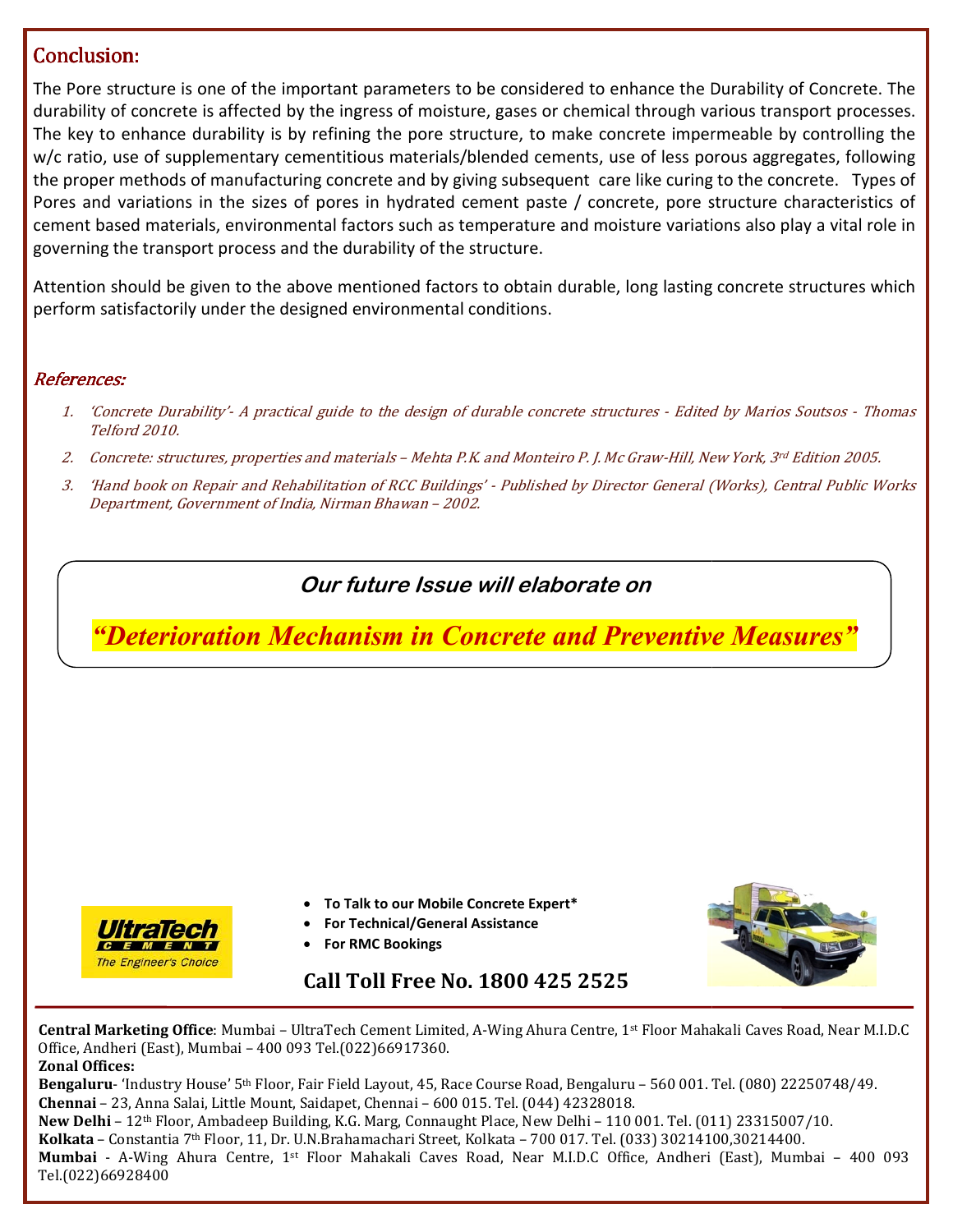## Conclusion:

The Pore structure is one of the important parameters to be considered to enhance the Durability of Concrete. The durability of concrete is affected by the ingress of moisture, gases or chemical through various transport processes. The key to enhance durability is by refining the pore structure, to make concrete impermeable by controlling the w/c ratio, use of supplementary cementitious materials/blended cements, use of less porous aggregates, following the proper methods of manufacturing concrete and by giving subsequent care like curing to the concrete. Types of Pores and variations in the sizes of pores in hydrated cement paste / concrete, pore structure characteristics of cement based materials, environmental factors such as temperature and moisture variations also play a vital role in governing the transport process and the durability of the structure.

Attention should be given to the above mentioned factors to obtain durable, long lasting concrete structures which perform satisfactorily under the designed environmental conditions.

### *References:*

1. *'Concrete Durability'- A practical guide to the design of durable concrete structures - Edited by Marios Soutsos - Thomas Telford 2010.*
2. *Concrete: structures, properties and materials – Mehta P.K. and Monteiro P. J. Mc Graw-Hill, New York, 3rd Edition 2005.*
3. *'Hand book on Repair and Rehabilitation of RCC Buildings' - Published by Director General (Works), Central Public Works Department, Government of India, Nirman Bhawan – 2002.*

**Our future Issue will elaborate on**

***"Deterioration Mechanism in Concrete and Preventive Measures"***

UltraTech CEMENT
The Engineer's Choice

- **To Talk to our Mobile Concrete Expert\***
- **For Technical/General Assistance**
- **For RMC Bookings**

**Call Toll Free No. 1800 425 2525**

**Central Marketing Office**: Mumbai – UltraTech Cement Limited, A-Wing Ahura Centre, 1st Floor Mahakali Caves Road, Near M.I.D.C Office, Andheri (East), Mumbai – 400 093 Tel.(022)66917360.

**Zonal Offices:**

**Bengaluru**- 'Industry House' 5th Floor, Fair Field Layout, 45, Race Course Road, Bengaluru – 560 001. Tel. (080) 22250748/49.

**Chennai** – 23, Anna Salai, Little Mount, Saidapet, Chennai – 600 015. Tel. (044) 42328018.

**New Delhi** – 12th Floor, Ambadeep Building, K.G. Marg, Connaught Place, New Delhi – 110 001. Tel. (011) 23315007/10.

**Kolkata** – Constantia 7th Floor, 11, Dr. U.N.Brahamachari Street, Kolkata – 700 017. Tel. (033) 30214100,30214400.

**Mumbai** - A-Wing Ahura Centre, 1st Floor Mahakali Caves Road, Near M.I.D.C Office, Andheri (East), Mumbai – 400 093 Tel.(022)66928400